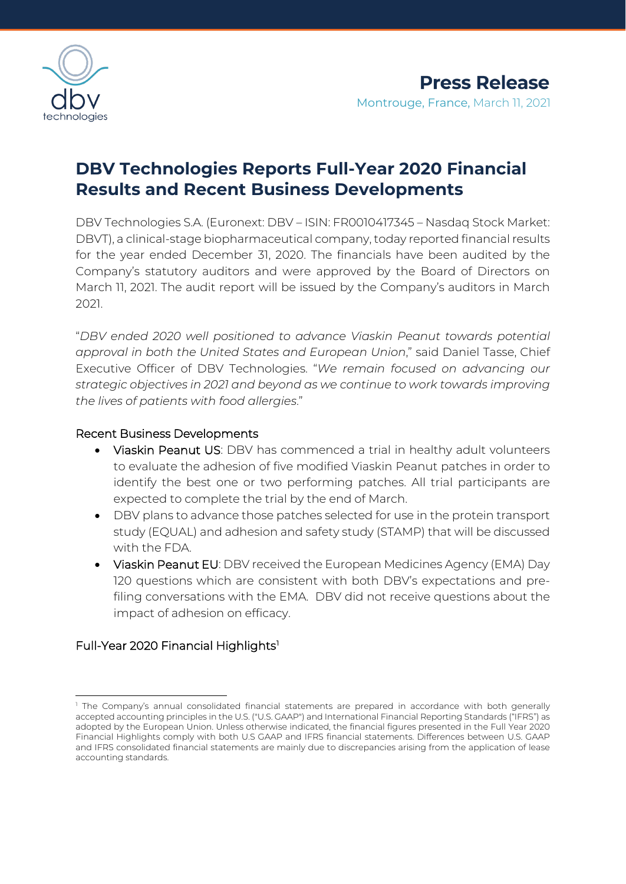**Press Release**

Montrouge, France, March 11, 2021

# DBV Technologies Reports Full-Year 2020 Financial Results and Recent Business Developments

DBV Technologies S.A. (Euronext: DBV – ISIN: FR0010417345 – Nasdaq Stock Market: DBVT), a clinical-stage biopharmaceutical company, today reported financial results for the year ended December 31, 2020. The financials have been audited by the Company's statutory auditors and were approved by the Board of Directors on March 11, 2021. The audit report will be issued by the Company's auditors in March 2021.

"*DBV ended 2020 well positioned to advance Viaskin Peanut towards potential approval in both the United States and European Union*," said Daniel Tasse, Chief Executive Officer of DBV Technologies. "*We remain focused on advancing our strategic objectives in 2021 and beyond as we continue to work towards improving the lives of patients with food allergies*."

## Recent Business Developments

- Viaskin Peanut US: DBV has commenced a trial in healthy adult volunteers to evaluate the adhesion of five modified Viaskin Peanut patches in order to identify the best one or two performing patches. All trial participants are expected to complete the trial by the end of March.
- DBV plans to advance those patches selected for use in the protein transport study (EQUAL) and adhesion and safety study (STAMP) that will be discussed with the FDA.
- Viaskin Peanut EU: DBV received the European Medicines Agency (EMA) Day 120 questions which are consistent with both DBV's expectations and pre-filing conversations with the EMA. DBV did not receive questions about the impact of adhesion on efficacy.

## Full-Year 2020 Financial Highlights[1]

[1] The Company's annual consolidated financial statements are prepared in accordance with both generally accepted accounting principles in the U.S. ("U.S. GAAP") and International Financial Reporting Standards ("IFRS") as adopted by the European Union. Unless otherwise indicated, the financial figures presented in the Full Year 2020 Financial Highlights comply with both U.S GAAP and IFRS financial statements. Differences between U.S. GAAP and IFRS consolidated financial statements are mainly due to discrepancies arising from the application of lease accounting standards.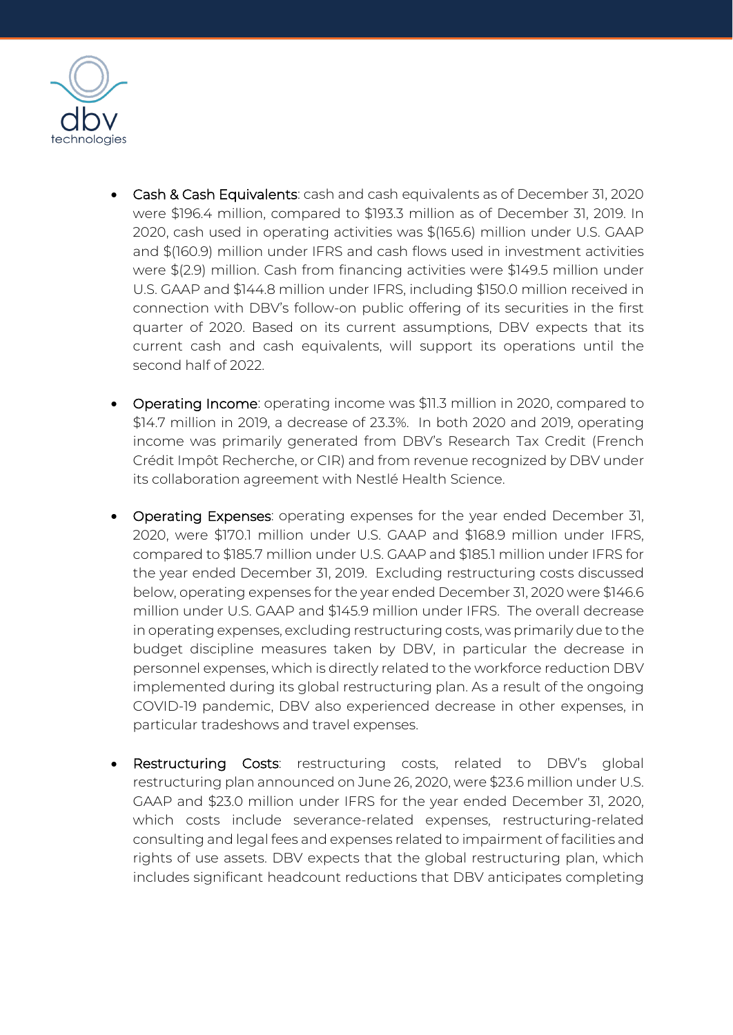- Cash & Cash Equivalents: cash and cash equivalents as of December 31, 2020 were $196.4 million, compared to $193.3 million as of December 31, 2019. In 2020, cash used in operating activities was $(165.6) million under U.S. GAAP and $(160.9) million under IFRS and cash flows used in investment activities were $(2.9) million. Cash from financing activities were $149.5 million under U.S. GAAP and $144.8 million under IFRS, including $150.0 million received in connection with DBV's follow-on public offering of its securities in the first quarter of 2020. Based on its current assumptions, DBV expects that its current cash and cash equivalents, will support its operations until the second half of 2022.

- Operating Income: operating income was $11.3 million in 2020, compared to $14.7 million in 2019, a decrease of 23.3%. In both 2020 and 2019, operating income was primarily generated from DBV's Research Tax Credit (French Crédit Impôt Recherche, or CIR) and from revenue recognized by DBV under its collaboration agreement with Nestlé Health Science.

- Operating Expenses: operating expenses for the year ended December 31, 2020, were $170.1 million under U.S. GAAP and $168.9 million under IFRS, compared to $185.7 million under U.S. GAAP and $185.1 million under IFRS for the year ended December 31, 2019. Excluding restructuring costs discussed below, operating expenses for the year ended December 31, 2020 were $146.6 million under U.S. GAAP and $145.9 million under IFRS. The overall decrease in operating expenses, excluding restructuring costs, was primarily due to the budget discipline measures taken by DBV, in particular the decrease in personnel expenses, which is directly related to the workforce reduction DBV implemented during its global restructuring plan. As a result of the ongoing COVID-19 pandemic, DBV also experienced decrease in other expenses, in particular tradeshows and travel expenses.

- Restructuring Costs: restructuring costs, related to DBV's global restructuring plan announced on June 26, 2020, were $23.6 million under U.S. GAAP and $23.0 million under IFRS for the year ended December 31, 2020, which costs include severance-related expenses, restructuring-related consulting and legal fees and expenses related to impairment of facilities and rights of use assets. DBV expects that the global restructuring plan, which includes significant headcount reductions that DBV anticipates completing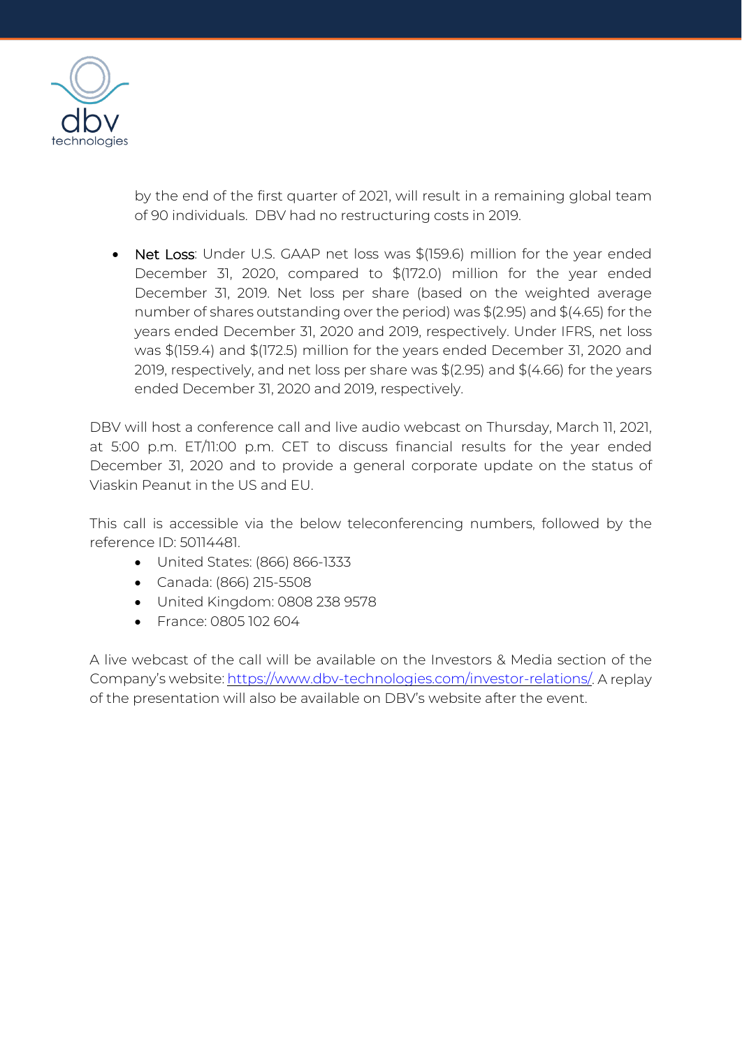by the end of the first quarter of 2021, will result in a remaining global team of 90 individuals. DBV had no restructuring costs in 2019.

- Net Loss: Under U.S. GAAP net loss was $(159.6) million for the year ended December 31, 2020, compared to $(172.0) million for the year ended December 31, 2019. Net loss per share (based on the weighted average number of shares outstanding over the period) was $(2.95) and $(4.65) for the years ended December 31, 2020 and 2019, respectively. Under IFRS, net loss was $(159.4) and $(172.5) million for the years ended December 31, 2020 and 2019, respectively, and net loss per share was $(2.95) and $(4.66) for the years ended December 31, 2020 and 2019, respectively.

DBV will host a conference call and live audio webcast on Thursday, March 11, 2021, at 5:00 p.m. ET/11:00 p.m. CET to discuss financial results for the year ended December 31, 2020 and to provide a general corporate update on the status of Viaskin Peanut in the US and EU.

This call is accessible via the below teleconferencing numbers, followed by the reference ID: 50114481.

- United States: (866) 866-1333
- Canada: (866) 215-5508
- United Kingdom: 0808 238 9578
- France: 0805 102 604

A live webcast of the call will be available on the Investors & Media section of the Company's website: https://www.dbv-technologies.com/investor-relations/. A replay of the presentation will also be available on DBV's website after the event.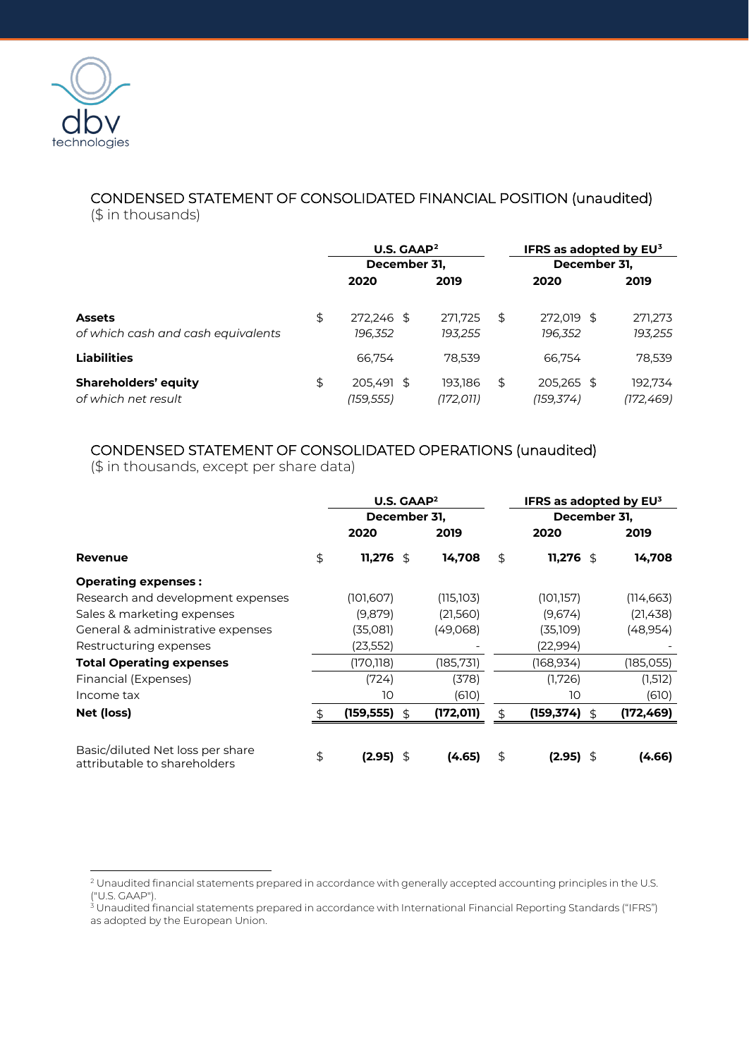dbv technologies

## CONDENSED STATEMENT OF CONSOLIDATED FINANCIAL POSITION (unaudited)

($ in thousands)

| | U.S. GAAP[2] | | IFRS as adopted by EU[3] | |
|---|---|---|---|---|
| | December 31, | | December 31, | |
| | 2020 | 2019 | 2020 | 2019 |
| **Assets** | $ 272,246 | $ 271,725 | $ 272,019 | $ 271,273 |
| *of which cash and cash equivalents* | *196,352* | *193,255* | *196,352* | *193,255* |
| **Liabilities** | 66,754 | 78,539 | 66,754 | 78,539 |
| **Shareholders' equity** | $ 205,491 | $ 193,186 | $ 205,265 | $ 192,734 |
| *of which net result* | *(159,555)* | *(172,011)* | *(159,374)* | *(172,469)* |

## CONDENSED STATEMENT OF CONSOLIDATED OPERATIONS (unaudited)

($ in thousands, except per share data)

| | U.S. GAAP[2] | | IFRS as adopted by EU[3] | |
|---|---|---|---|---|
| | December 31, | | December 31, | |
| | 2020 | 2019 | 2020 | 2019 |
| **Revenue** | $ **11,276** | $ **14,708** | $ **11,276** | $ **14,708** |
| **Operating expenses :** | | | | |
| Research and development expenses | (101,607) | (115,103) | (101,157) | (114,663) |
| Sales & marketing expenses | (9,879) | (21,560) | (9,674) | (21,438) |
| General & administrative expenses | (35,081) | (49,068) | (35,109) | (48,954) |
| Restructuring expenses | (23,552) | - | (22,994) | - |
| **Total Operating expenses** | (170,118) | (185,731) | (168,934) | (185,055) |
| Financial (Expenses) | (724) | (378) | (1,726) | (1,512) |
| Income tax | 10 | (610) | 10 | (610) |
| **Net (loss)** | $ **(159,555)** | $ **(172,011)** | $ **(159,374)** | $ **(172,469)** |
| Basic/diluted Net loss per share attributable to shareholders | $ **(2.95)** | $ **(4.65)** | $ **(2.95)** | $ **(4.66)** |

[2] Unaudited financial statements prepared in accordance with generally accepted accounting principles in the U.S. ("U.S. GAAP").

[3] Unaudited financial statements prepared in accordance with International Financial Reporting Standards ("IFRS") as adopted by the European Union.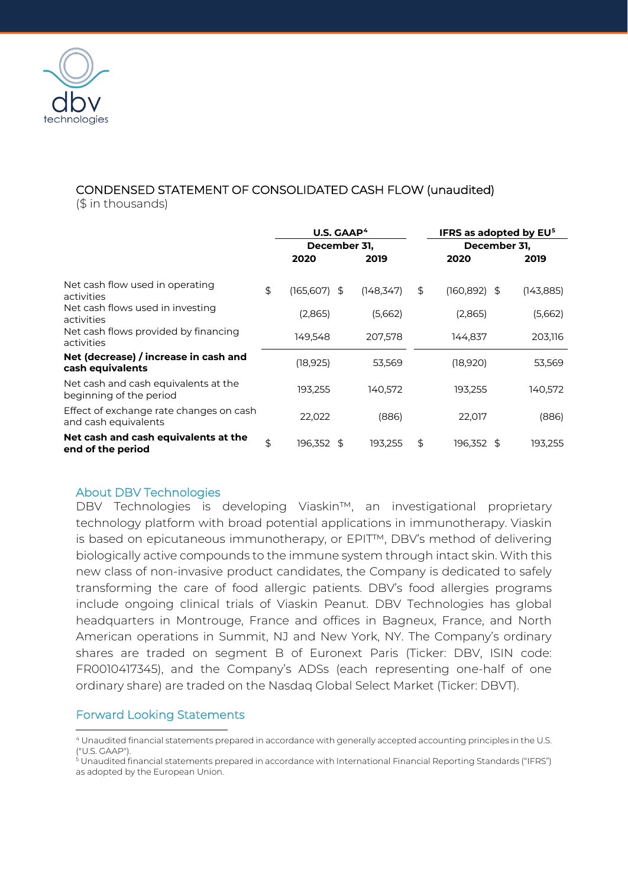## CONDENSED STATEMENT OF CONSOLIDATED CASH FLOW (unaudited)

($ in thousands)

| | U.S. GAAP[4] | | IFRS as adopted by EU[5] | |
|---|---|---|---|---|
| | December 31, | | December 31, | |
| | 2020 | 2019 | 2020 | 2019 |
| Net cash flow used in operating activities | $ (165,607) | $ (148,347) | $ (160,892) | $ (143,885) |
| Net cash flows used in investing activities | (2,865) | (5,662) | (2,865) | (5,662) |
| Net cash flows provided by financing activities | 149,548 | 207,578 | 144,837 | 203,116 |
| **Net (decrease) / increase in cash and cash equivalents** | (18,925) | 53,569 | (18,920) | 53,569 |
| Net cash and cash equivalents at the beginning of the period | 193,255 | 140,572 | 193,255 | 140,572 |
| Effect of exchange rate changes on cash and cash equivalents | 22,022 | (886) | 22,017 | (886) |
| **Net cash and cash equivalents at the end of the period** | $ 196,352 | $ 193,255 | $ 196,352 | $ 193,255 |

## About DBV Technologies

DBV Technologies is developing Viaskin™, an investigational proprietary technology platform with broad potential applications in immunotherapy. Viaskin is based on epicutaneous immunotherapy, or EPIT™, DBV's method of delivering biologically active compounds to the immune system through intact skin. With this new class of non-invasive product candidates, the Company is dedicated to safely transforming the care of food allergic patients. DBV's food allergies programs include ongoing clinical trials of Viaskin Peanut. DBV Technologies has global headquarters in Montrouge, France and offices in Bagneux, France, and North American operations in Summit, NJ and New York, NY. The Company's ordinary shares are traded on segment B of Euronext Paris (Ticker: DBV, ISIN code: FR0010417345), and the Company's ADSs (each representing one-half of one ordinary share) are traded on the Nasdaq Global Select Market (Ticker: DBVT).

## Forward Looking Statements

[4] Unaudited financial statements prepared in accordance with generally accepted accounting principles in the U.S. ("U.S. GAAP").

[5] Unaudited financial statements prepared in accordance with International Financial Reporting Standards ("IFRS") as adopted by the European Union.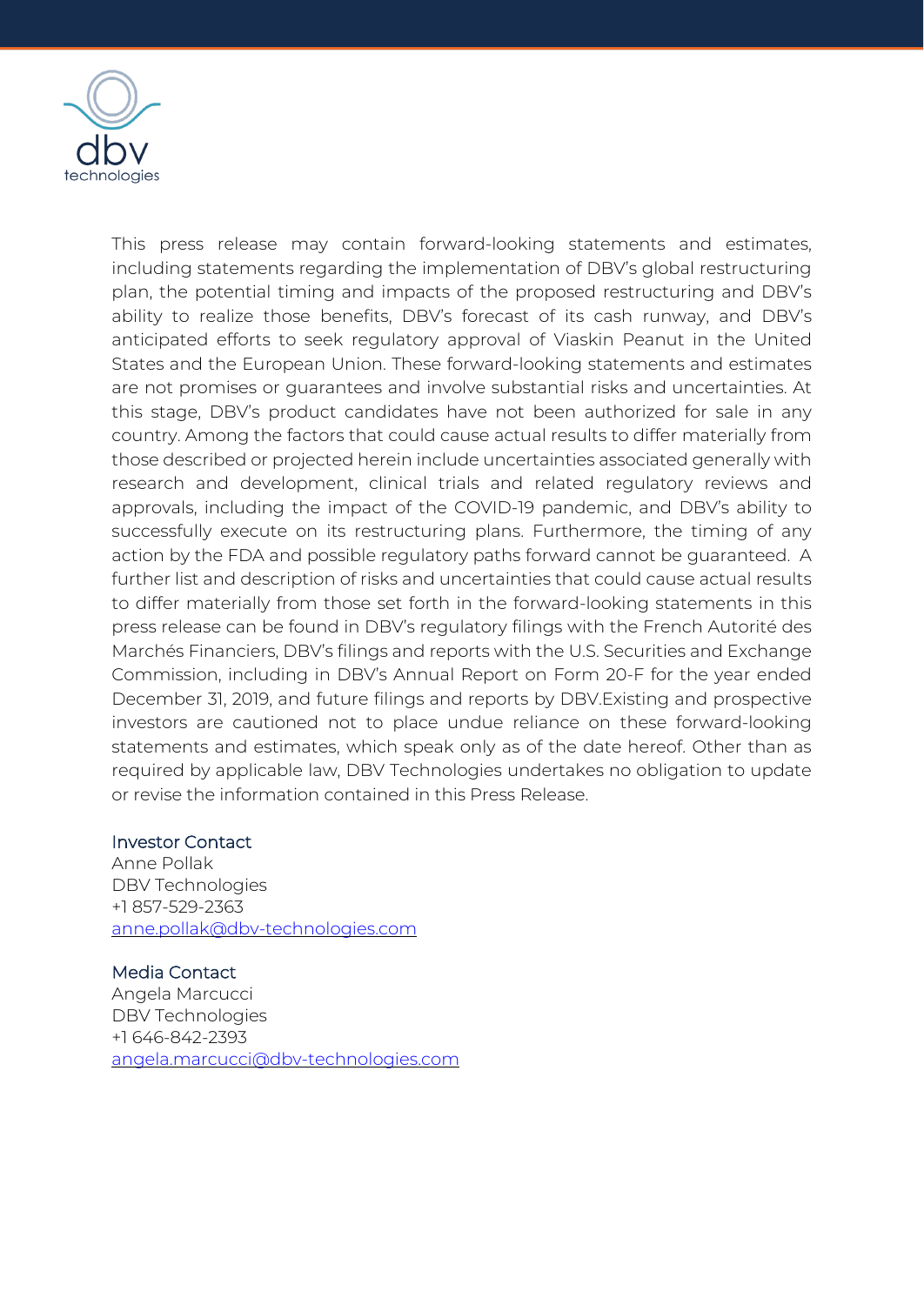This press release may contain forward-looking statements and estimates, including statements regarding the implementation of DBV's global restructuring plan, the potential timing and impacts of the proposed restructuring and DBV's ability to realize those benefits, DBV's forecast of its cash runway, and DBV's anticipated efforts to seek regulatory approval of Viaskin Peanut in the United States and the European Union. These forward-looking statements and estimates are not promises or guarantees and involve substantial risks and uncertainties. At this stage, DBV's product candidates have not been authorized for sale in any country. Among the factors that could cause actual results to differ materially from those described or projected herein include uncertainties associated generally with research and development, clinical trials and related regulatory reviews and approvals, including the impact of the COVID-19 pandemic, and DBV's ability to successfully execute on its restructuring plans. Furthermore, the timing of any action by the FDA and possible regulatory paths forward cannot be guaranteed. A further list and description of risks and uncertainties that could cause actual results to differ materially from those set forth in the forward-looking statements in this press release can be found in DBV's regulatory filings with the French Autorité des Marchés Financiers, DBV's filings and reports with the U.S. Securities and Exchange Commission, including in DBV's Annual Report on Form 20-F for the year ended December 31, 2019, and future filings and reports by DBV.Existing and prospective investors are cautioned not to place undue reliance on these forward-looking statements and estimates, which speak only as of the date hereof. Other than as required by applicable law, DBV Technologies undertakes no obligation to update or revise the information contained in this Press Release.

Investor Contact
Anne Pollak
DBV Technologies
+1 857-529-2363
anne.pollak@dbv-technologies.com

Media Contact
Angela Marcucci
DBV Technologies
+1 646-842-2393
angela.marcucci@dbv-technologies.com